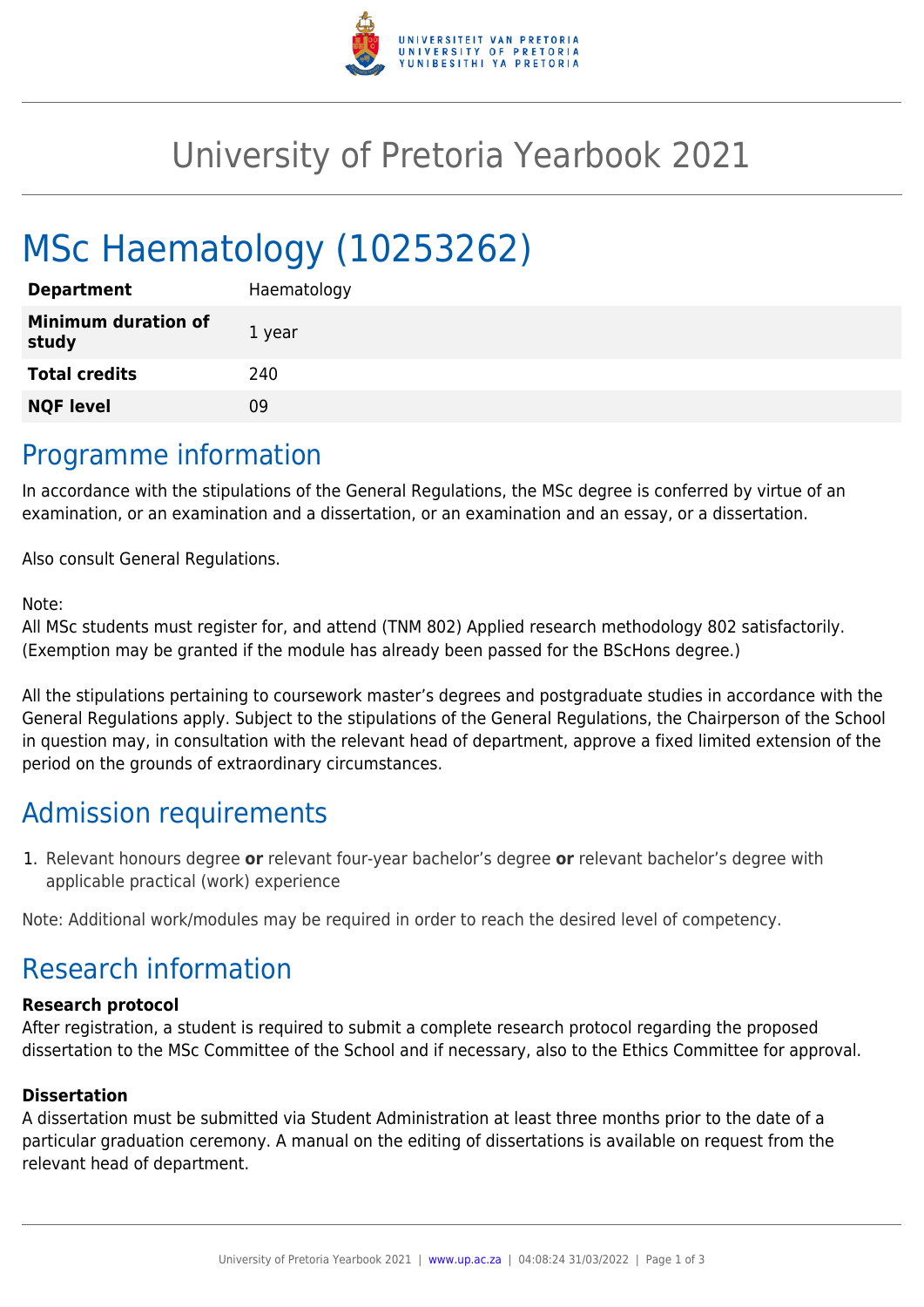# University of Pretoria Yearbook 2021

# MSc Haematology (10253262)

| | |
|---|---|
| **Department** | Haematology |
| **Minimum duration of study** | 1 year |
| **Total credits** | 240 |
| **NQF level** | 09 |

## Programme information

In accordance with the stipulations of the General Regulations, the MSc degree is conferred by virtue of an examination, or an examination and a dissertation, or an examination and an essay, or a dissertation.

Also consult General Regulations.

Note:
All MSc students must register for, and attend (TNM 802) Applied research methodology 802 satisfactorily. (Exemption may be granted if the module has already been passed for the BScHons degree.)

All the stipulations pertaining to coursework master's degrees and postgraduate studies in accordance with the General Regulations apply. Subject to the stipulations of the General Regulations, the Chairperson of the School in question may, in consultation with the relevant head of department, approve a fixed limited extension of the period on the grounds of extraordinary circumstances.

## Admission requirements

1. Relevant honours degree **or** relevant four-year bachelor's degree **or** relevant bachelor's degree with applicable practical (work) experience

Note: Additional work/modules may be required in order to reach the desired level of competency.

## Research information

**Research protocol**
After registration, a student is required to submit a complete research protocol regarding the proposed dissertation to the MSc Committee of the School and if necessary, also to the Ethics Committee for approval.

**Dissertation**
A dissertation must be submitted via Student Administration at least three months prior to the date of a particular graduation ceremony. A manual on the editing of dissertations is available on request from the relevant head of department.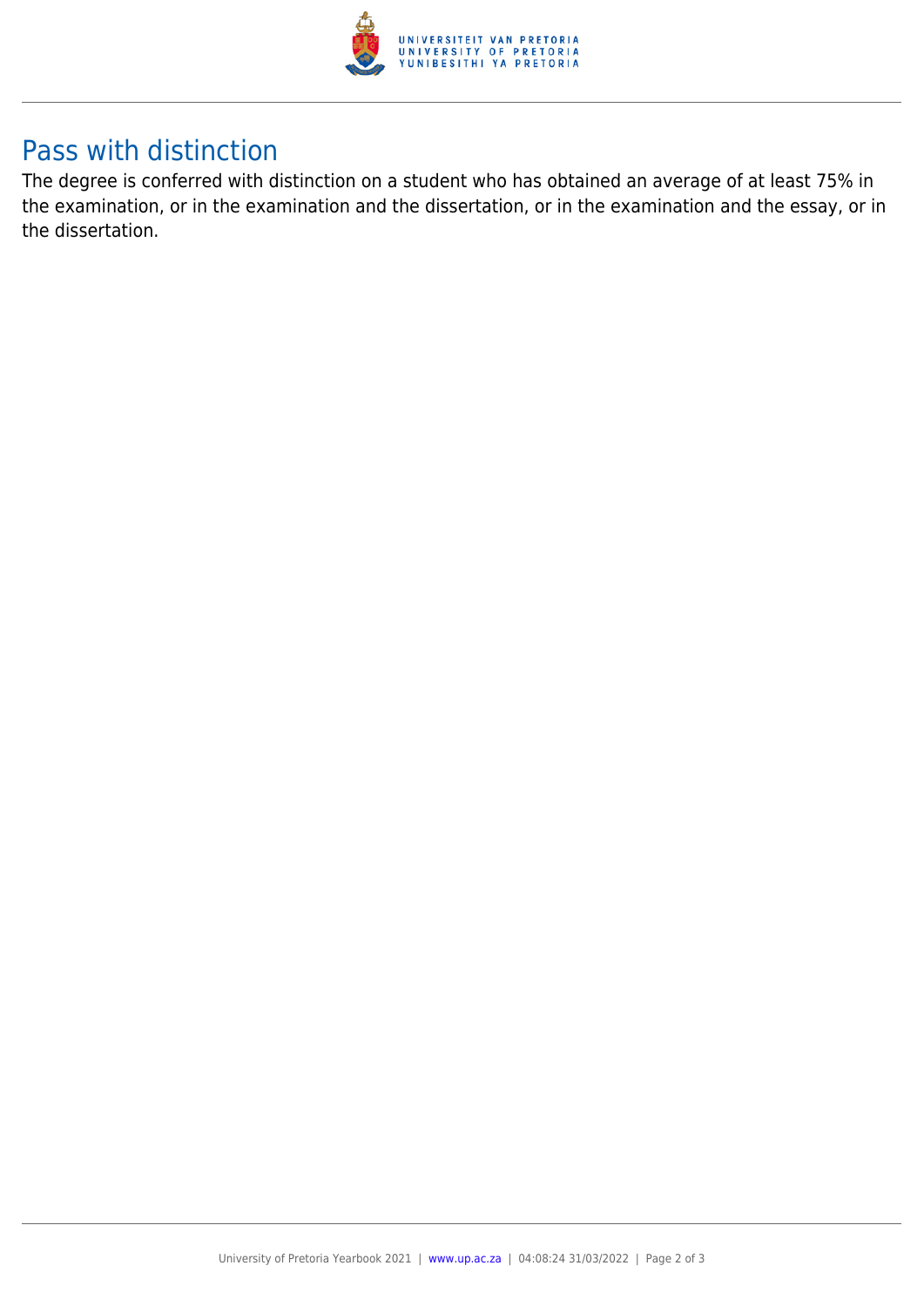## Pass with distinction

The degree is conferred with distinction on a student who has obtained an average of at least 75% in the examination, or in the examination and the dissertation, or in the examination and the essay, or in the dissertation.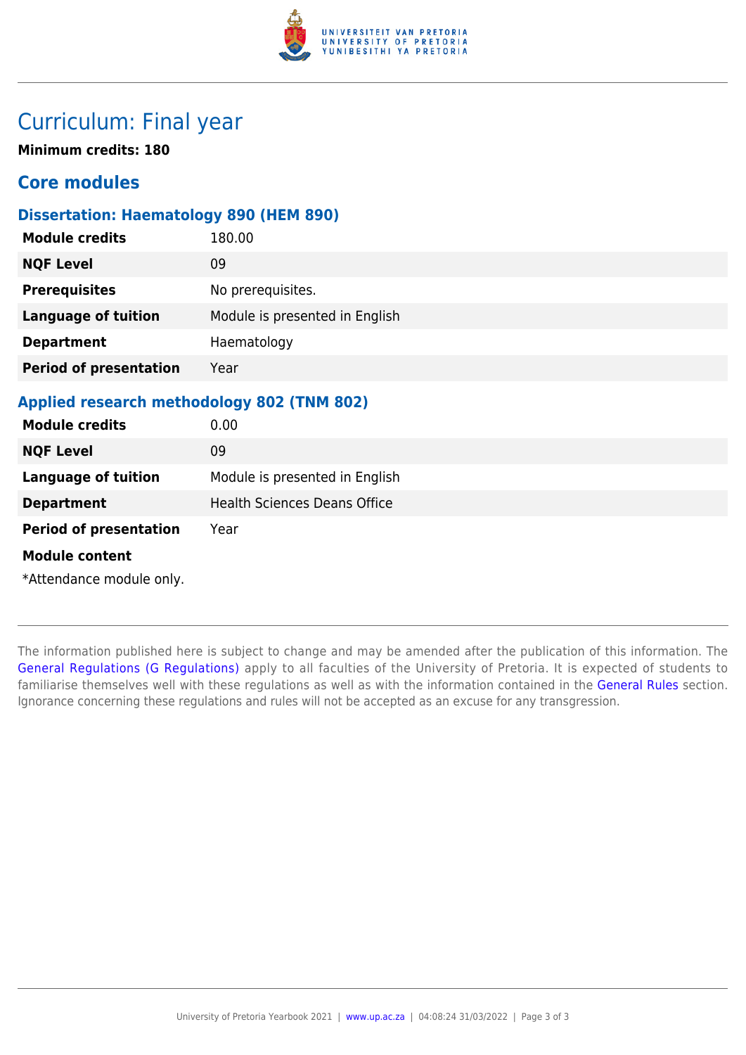# Curriculum: Final year

**Minimum credits: 180**

## Core modules

### Dissertation: Haematology 890 (HEM 890)

| | |
|---|---|
| **Module credits** | 180.00 |
| **NQF Level** | 09 |
| **Prerequisites** | No prerequisites. |
| **Language of tuition** | Module is presented in English |
| **Department** | Haematology |
| **Period of presentation** | Year |

### Applied research methodology 802 (TNM 802)

| | |
|---|---|
| **Module credits** | 0.00 |
| **NQF Level** | 09 |
| **Language of tuition** | Module is presented in English |
| **Department** | Health Sciences Deans Office |
| **Period of presentation** | Year |

**Module content**

*Attendance module only.

The information published here is subject to change and may be amended after the publication of this information. The General Regulations (G Regulations) apply to all faculties of the University of Pretoria. It is expected of students to familiarise themselves well with these regulations as well as with the information contained in the General Rules section. Ignorance concerning these regulations and rules will not be accepted as an excuse for any transgression.